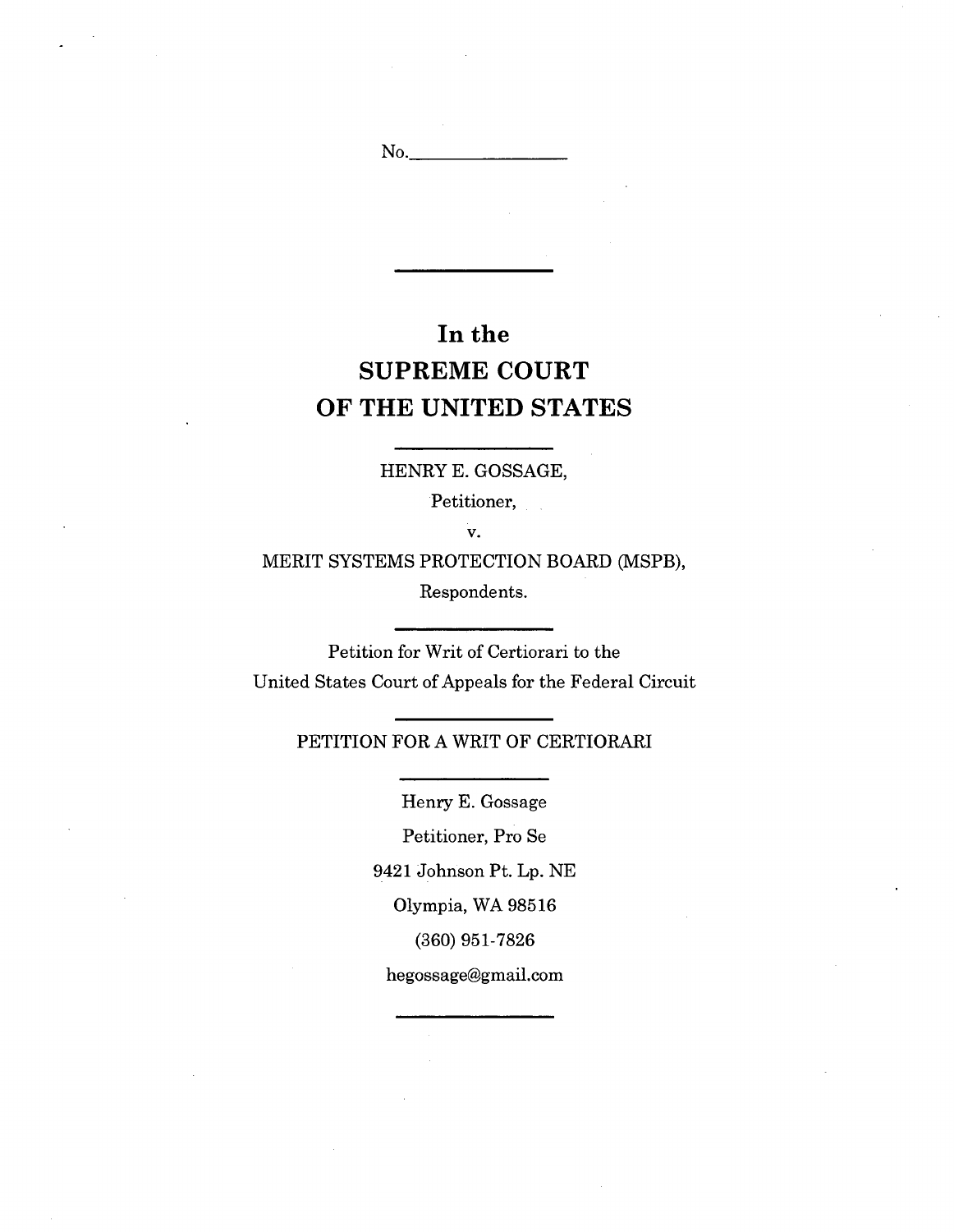No.\_\_\_\_\_\_\_\_\_\_\_\_\_\_\_\_

---

# In the SUPREME COURT OF THE UNITED STATES

---

HENRY E. GOSSAGE,

Petitioner,

v.

MERIT SYSTEMS PROTECTION BOARD (MSPB),

Respondents.

---

Petition for Writ of Certiorari to the
United States Court of Appeals for the Federal Circuit

---

PETITION FOR A WRIT OF CERTIORARI

---

Henry E. Gossage

Petitioner, Pro Se

9421 Johnson Pt. Lp. NE

Olympia, WA 98516

(360) 951-7826

hegossage@gmail.com

---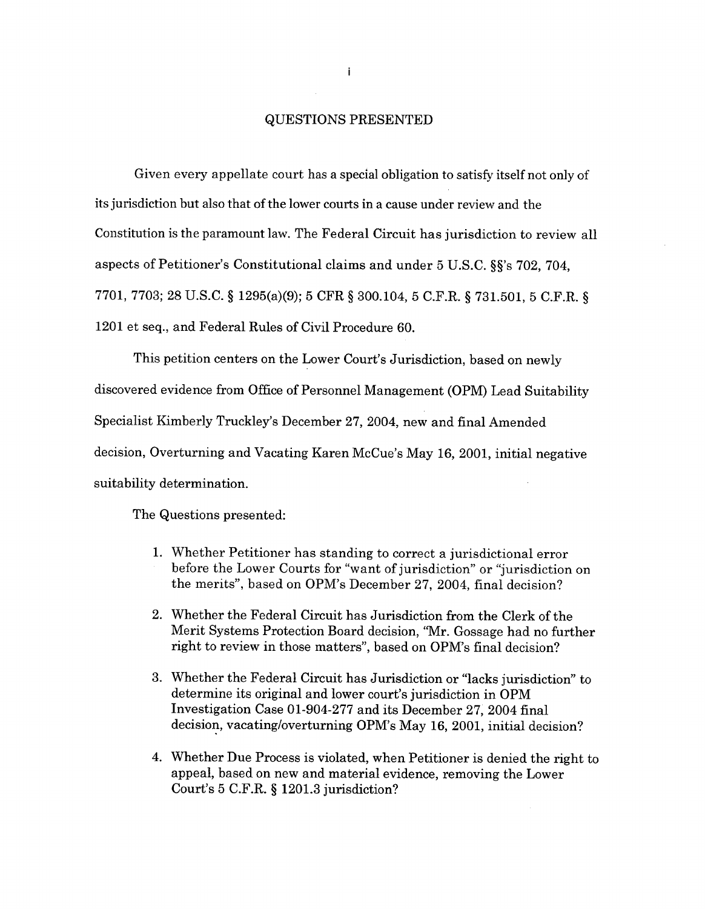## QUESTIONS PRESENTED

Given every appellate court has a special obligation to satisfy itself not only of its jurisdiction but also that of the lower courts in a cause under review and the Constitution is the paramount law. The Federal Circuit has jurisdiction to review all aspects of Petitioner's Constitutional claims and under 5 U.S.C. §§'s 702, 704, 7701, 7703; 28 U.S.C. § 1295(a)(9); 5 CFR § 300.104, 5 C.F.R. § 731.501, 5 C.F.R. § 1201 et seq., and Federal Rules of Civil Procedure 60.

This petition centers on the Lower Court's Jurisdiction, based on newly discovered evidence from Office of Personnel Management (OPM) Lead Suitability Specialist Kimberly Truckley's December 27, 2004, new and final Amended decision, Overturning and Vacating Karen McCue's May 16, 2001, initial negative suitability determination.

The Questions presented:

1. Whether Petitioner has standing to correct a jurisdictional error before the Lower Courts for "want of jurisdiction" or "jurisdiction on the merits", based on OPM's December 27, 2004, final decision?

2. Whether the Federal Circuit has Jurisdiction from the Clerk of the Merit Systems Protection Board decision, "Mr. Gossage had no further right to review in those matters", based on OPM's final decision?

3. Whether the Federal Circuit has Jurisdiction or "lacks jurisdiction" to determine its original and lower court's jurisdiction in OPM Investigation Case 01-904-277 and its December 27, 2004 final decision, vacating/overturning OPM's May 16, 2001, initial decision?

4. Whether Due Process is violated, when Petitioner is denied the right to appeal, based on new and material evidence, removing the Lower Court's 5 C.F.R. § 1201.3 jurisdiction?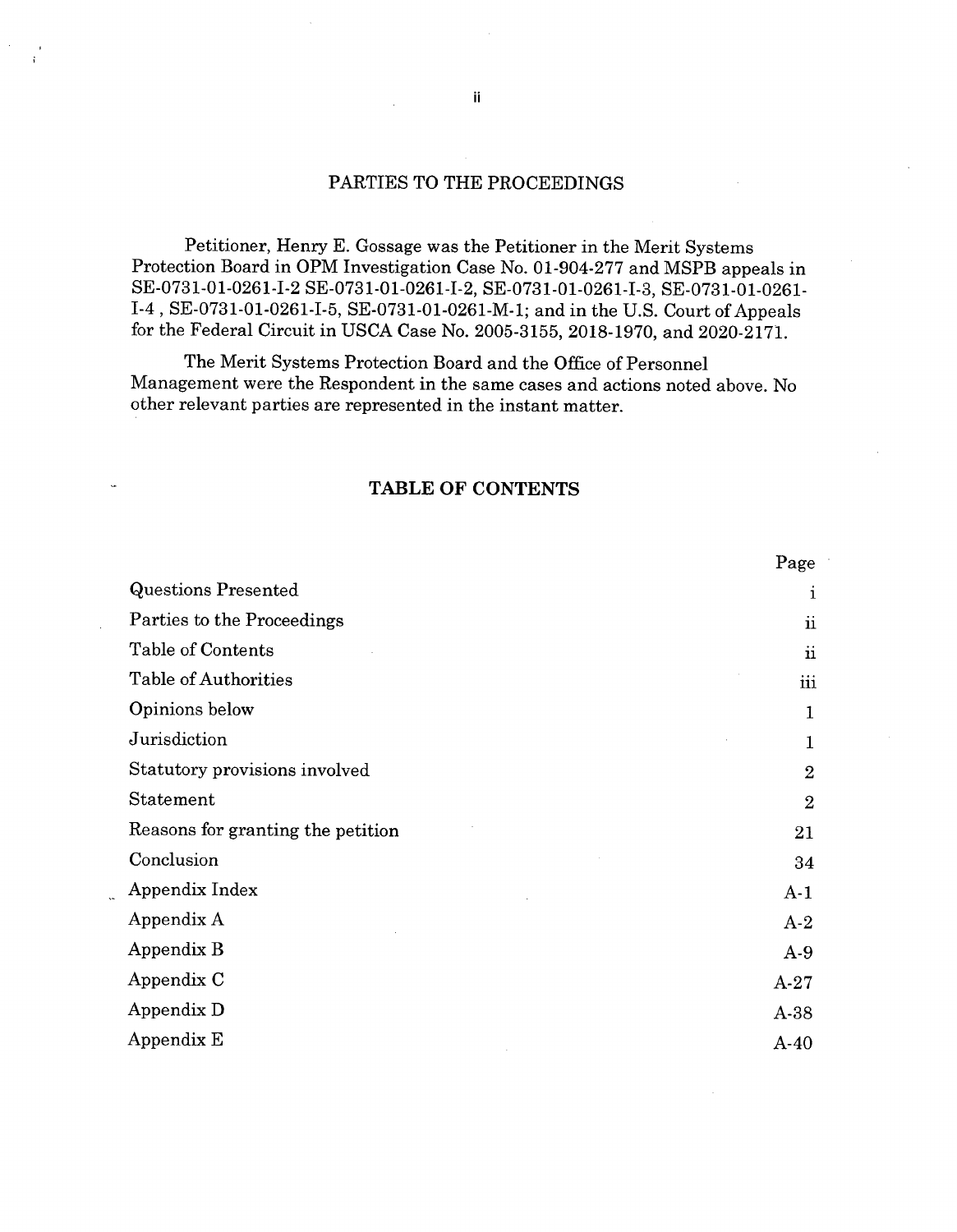## PARTIES TO THE PROCEEDINGS

Petitioner, Henry E. Gossage was the Petitioner in the Merit Systems Protection Board in OPM Investigation Case No. 01-904-277 and MSPB appeals in SE-0731-01-0261-I-2 SE-0731-01-0261-I-2, SE-0731-01-0261-I-3, SE-0731-01-0261-I-4 , SE-0731-01-0261-I-5, SE-0731-01-0261-M-1; and in the U.S. Court of Appeals for the Federal Circuit in USCA Case No. 2005-3155, 2018-1970, and 2020-2171.

The Merit Systems Protection Board and the Office of Personnel Management were the Respondent in the same cases and actions noted above. No other relevant parties are represented in the instant matter.

## TABLE OF CONTENTS

| | Page |
|---|---|
| Questions Presented | i |
| Parties to the Proceedings | ii |
| Table of Contents | ii |
| Table of Authorities | iii |
| Opinions below | 1 |
| Jurisdiction | 1 |
| Statutory provisions involved | 2 |
| Statement | 2 |
| Reasons for granting the petition | 21 |
| Conclusion | 34 |
| Appendix Index | A-1 |
| Appendix A | A-2 |
| Appendix B | A-9 |
| Appendix C | A-27 |
| Appendix D | A-38 |
| Appendix E | A-40 |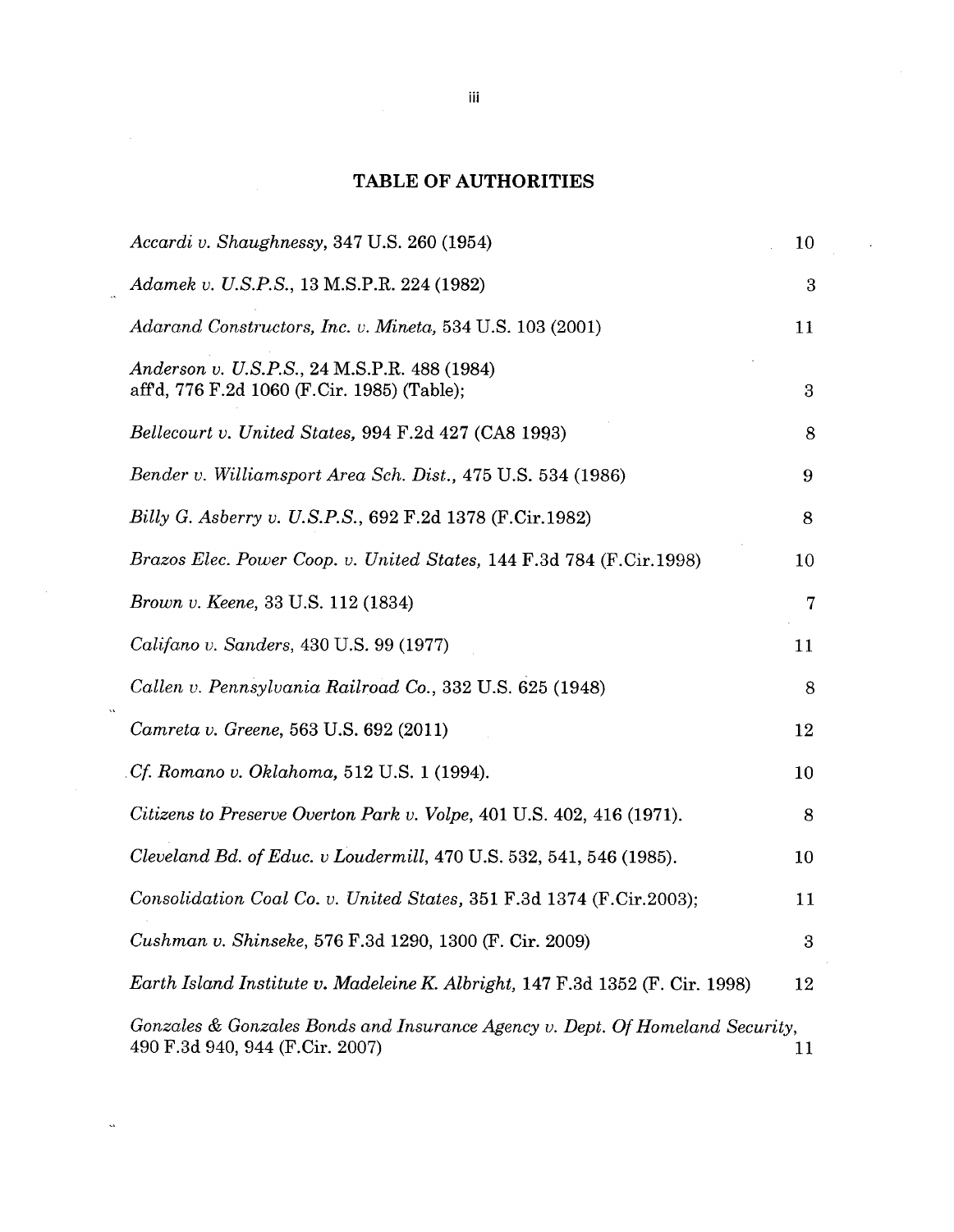# TABLE OF AUTHORITIES

| | |
|---|---|
| *Accardi v. Shaughnessy*, 347 U.S. 260 (1954) | 10 |
| *Adamek v. U.S.P.S.*, 13 M.S.P.R. 224 (1982) | 3 |
| *Adarand Constructors, Inc. v. Mineta*, 534 U.S. 103 (2001) | 11 |
| *Anderson v. U.S.P.S.*, 24 M.S.P.R. 488 (1984) aff'd, 776 F.2d 1060 (F.Cir. 1985) (Table); | 3 |
| *Bellecourt v. United States*, 994 F.2d 427 (CA8 1993) | 8 |
| *Bender v. Williamsport Area Sch. Dist.*, 475 U.S. 534 (1986) | 9 |
| *Billy G. Asberry v. U.S.P.S.*, 692 F.2d 1378 (F.Cir.1982) | 8 |
| *Brazos Elec. Power Coop. v. United States*, 144 F.3d 784 (F.Cir.1998) | 10 |
| *Brown v. Keene*, 33 U.S. 112 (1834) | 7 |
| *Califano v. Sanders*, 430 U.S. 99 (1977) | 11 |
| *Callen v. Pennsylvania Railroad Co.*, 332 U.S. 625 (1948) | 8 |
| *Camreta v. Greene*, 563 U.S. 692 (2011) | 12 |
| *Cf. Romano v. Oklahoma*, 512 U.S. 1 (1994). | 10 |
| *Citizens to Preserve Overton Park v. Volpe*, 401 U.S. 402, 416 (1971). | 8 |
| *Cleveland Bd. of Educ. v Loudermill*, 470 U.S. 532, 541, 546 (1985). | 10 |
| *Consolidation Coal Co. v. United States*, 351 F.3d 1374 (F.Cir.2003); | 11 |
| *Cushman v. Shinseke*, 576 F.3d 1290, 1300 (F. Cir. 2009) | 3 |
| *Earth Island Institute v. Madeleine K. Albright*, 147 F.3d 1352 (F. Cir. 1998) | 12 |
| *Gonzales & Gonzales Bonds and Insurance Agency v. Dept. Of Homeland Security*, 490 F.3d 940, 944 (F.Cir. 2007) | 11 |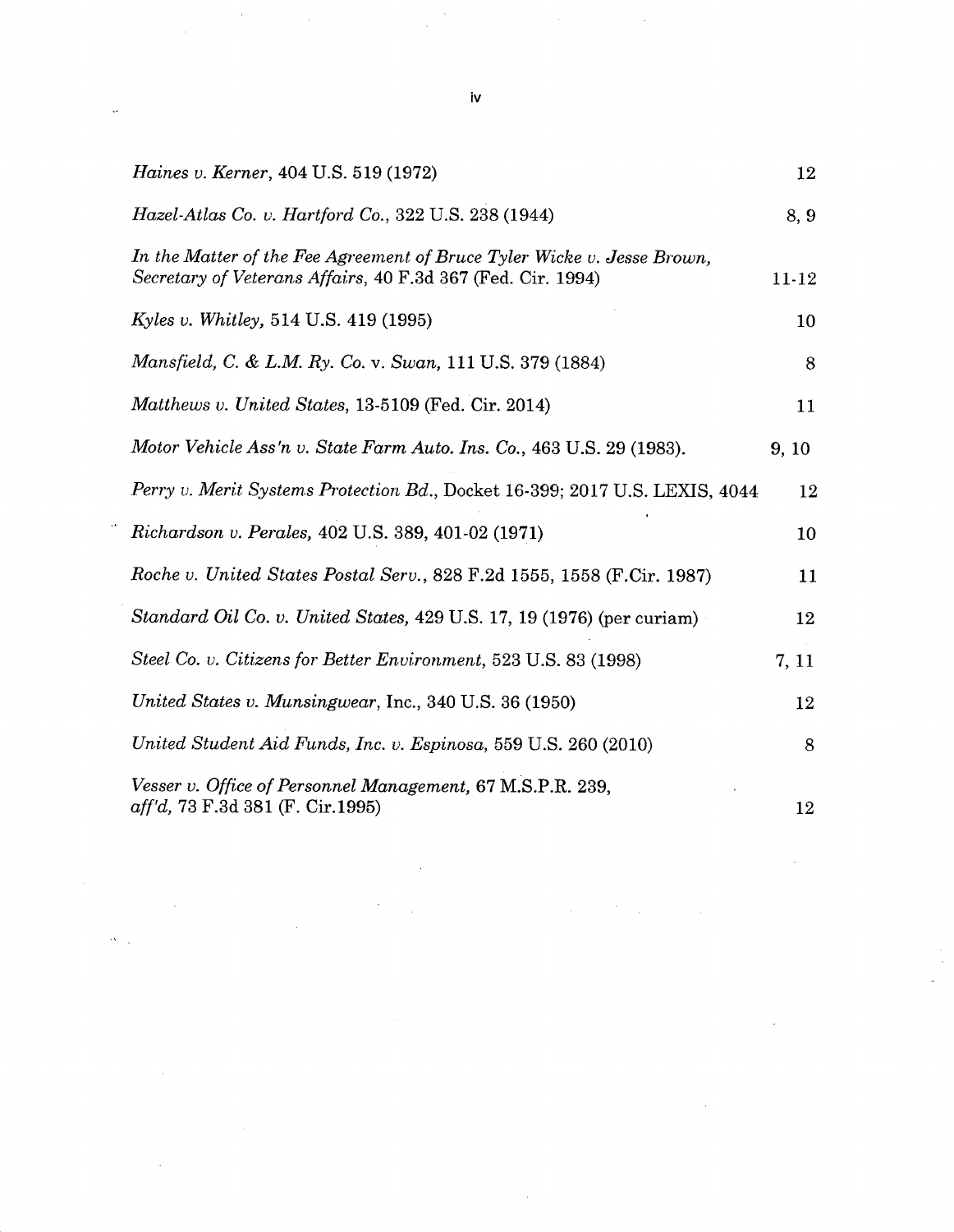| | |
|---|---|
| *Haines v. Kerner*, 404 U.S. 519 (1972) | 12 |
| *Hazel-Atlas Co. v. Hartford Co.*, 322 U.S. 238 (1944) | 8, 9 |
| *In the Matter of the Fee Agreement of Bruce Tyler Wicke v. Jesse Brown, Secretary of Veterans Affairs*, 40 F.3d 367 (Fed. Cir. 1994) | 11-12 |
| *Kyles v. Whitley*, 514 U.S. 419 (1995) | 10 |
| *Mansfield, C. & L.M. Ry. Co.* v. *Swan*, 111 U.S. 379 (1884) | 8 |
| *Matthews v. United States*, 13-5109 (Fed. Cir. 2014) | 11 |
| *Motor Vehicle Ass'n v. State Farm Auto. Ins. Co.*, 463 U.S. 29 (1983). | 9, 10 |
| *Perry v. Merit Systems Protection Bd.*, Docket 16-399; 2017 U.S. LEXIS, 4044 | 12 |
| *Richardson v. Perales*, 402 U.S. 389, 401-02 (1971) | 10 |
| *Roche v. United States Postal Serv.*, 828 F.2d 1555, 1558 (F.Cir. 1987) | 11 |
| *Standard Oil Co. v. United States*, 429 U.S. 17, 19 (1976) (per curiam) | 12 |
| *Steel Co. v. Citizens for Better Environment*, 523 U.S. 83 (1998) | 7, 11 |
| *United States v. Munsingwear*, Inc., 340 U.S. 36 (1950) | 12 |
| *United Student Aid Funds, Inc. v. Espinosa*, 559 U.S. 260 (2010) | 8 |
| *Vesser v. Office of Personnel Management*, 67 M.S.P.R. 239, *aff'd*, 73 F.3d 381 (F. Cir.1995) | 12 |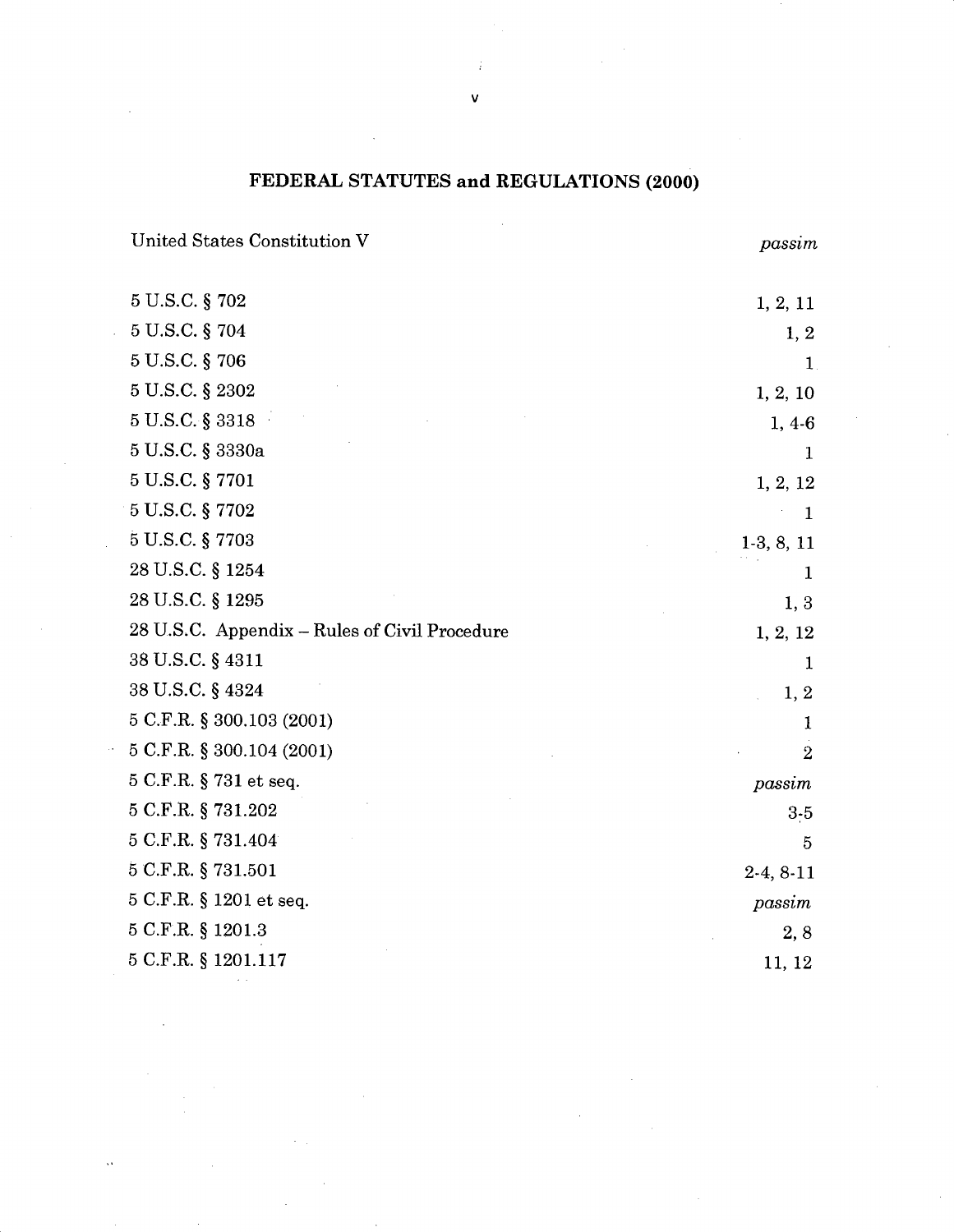## FEDERAL STATUTES and REGULATIONS (2000)

| | |
|---|---|
| United States Constitution V | *passim* |
| 5 U.S.C. § 702 | 1, 2, 11 |
| 5 U.S.C. § 704 | 1, 2 |
| 5 U.S.C. § 706 | 1 |
| 5 U.S.C. § 2302 | 1, 2, 10 |
| 5 U.S.C. § 3318 | 1, 4-6 |
| 5 U.S.C. § 3330a | 1 |
| 5 U.S.C. § 7701 | 1, 2, 12 |
| 5 U.S.C. § 7702 | 1 |
| 5 U.S.C. § 7703 | 1-3, 8, 11 |
| 28 U.S.C. § 1254 | 1 |
| 28 U.S.C. § 1295 | 1, 3 |
| 28 U.S.C. Appendix – Rules of Civil Procedure | 1, 2, 12 |
| 38 U.S.C. § 4311 | 1 |
| 38 U.S.C. § 4324 | 1, 2 |
| 5 C.F.R. § 300.103 (2001) | 1 |
| 5 C.F.R. § 300.104 (2001) | 2 |
| 5 C.F.R. § 731 et seq. | *passim* |
| 5 C.F.R. § 731.202 | 3-5 |
| 5 C.F.R. § 731.404 | 5 |
| 5 C.F.R. § 731.501 | 2-4, 8-11 |
| 5 C.F.R. § 1201 et seq. | *passim* |
| 5 C.F.R. § 1201.3 | 2, 8 |
| 5 C.F.R. § 1201.117 | 11, 12 |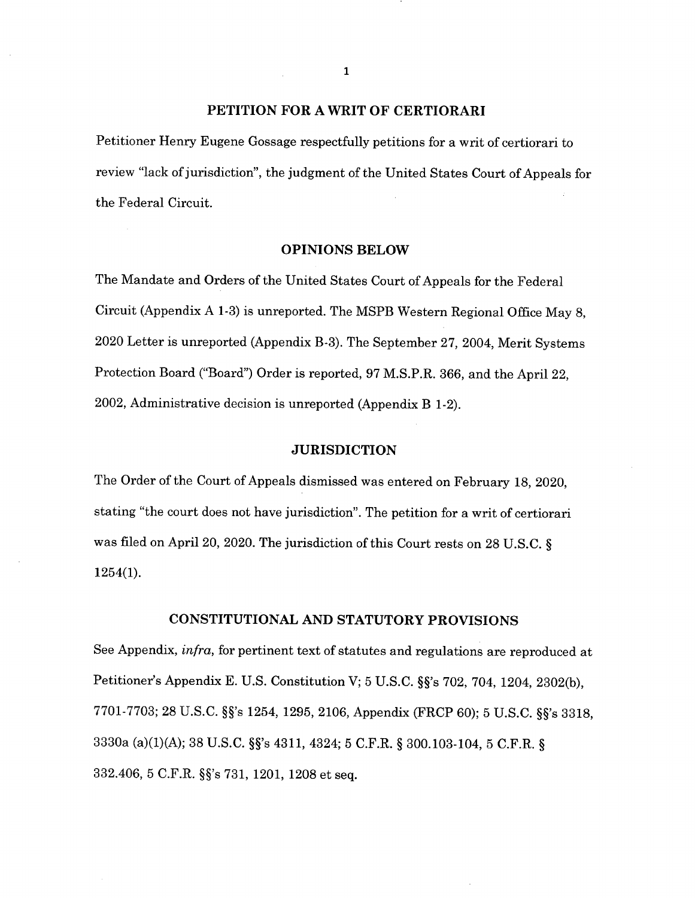## PETITION FOR A WRIT OF CERTIORARI

Petitioner Henry Eugene Gossage respectfully petitions for a writ of certiorari to review "lack of jurisdiction", the judgment of the United States Court of Appeals for the Federal Circuit.

## OPINIONS BELOW

The Mandate and Orders of the United States Court of Appeals for the Federal Circuit (Appendix A 1-3) is unreported. The MSPB Western Regional Office May 8, 2020 Letter is unreported (Appendix B-3). The September 27, 2004, Merit Systems Protection Board ("Board") Order is reported, 97 M.S.P.R. 366, and the April 22, 2002, Administrative decision is unreported (Appendix B 1-2).

## JURISDICTION

The Order of the Court of Appeals dismissed was entered on February 18, 2020, stating "the court does not have jurisdiction". The petition for a writ of certiorari was filed on April 20, 2020. The jurisdiction of this Court rests on 28 U.S.C. § 1254(1).

## CONSTITUTIONAL AND STATUTORY PROVISIONS

See Appendix, *infra*, for pertinent text of statutes and regulations are reproduced at Petitioner's Appendix E. U.S. Constitution V; 5 U.S.C. §§'s 702, 704, 1204, 2302(b), 7701-7703; 28 U.S.C. §§'s 1254, 1295, 2106, Appendix (FRCP 60); 5 U.S.C. §§'s 3318, 3330a (a)(1)(A); 38 U.S.C. §§'s 4311, 4324; 5 C.F.R. § 300.103-104, 5 C.F.R. § 332.406, 5 C.F.R. §§'s 731, 1201, 1208 et seq.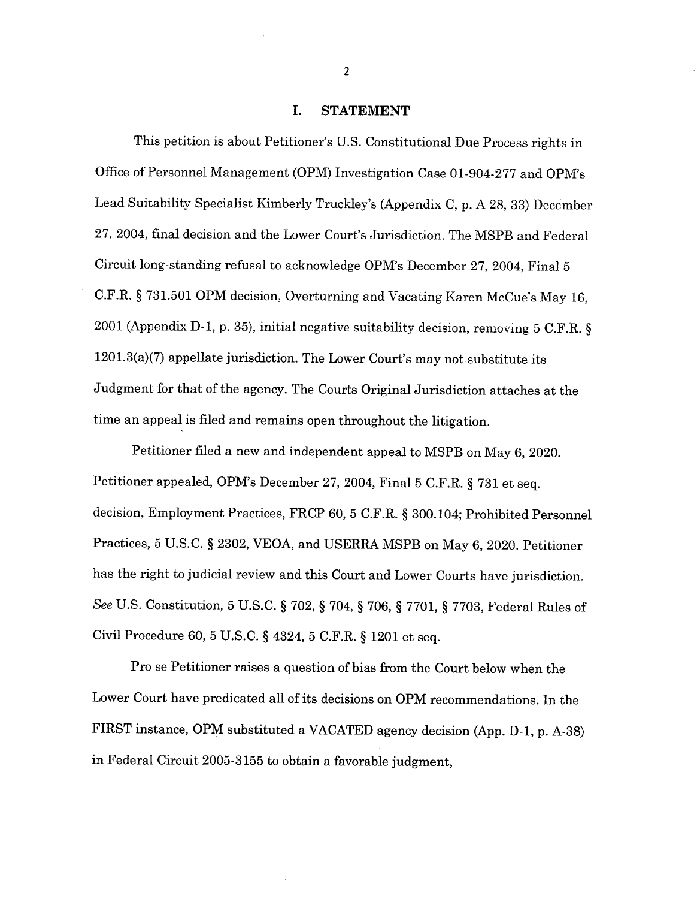## I. STATEMENT

This petition is about Petitioner's U.S. Constitutional Due Process rights in Office of Personnel Management (OPM) Investigation Case 01-904-277 and OPM's Lead Suitability Specialist Kimberly Truckley's (Appendix C, p. A 28, 33) December 27, 2004, final decision and the Lower Court's Jurisdiction. The MSPB and Federal Circuit long-standing refusal to acknowledge OPM's December 27, 2004, Final 5 C.F.R. § 731.501 OPM decision, Overturning and Vacating Karen McCue's May 16, 2001 (Appendix D-1, p. 35), initial negative suitability decision, removing 5 C.F.R. § 1201.3(a)(7) appellate jurisdiction. The Lower Court's may not substitute its Judgment for that of the agency. The Courts Original Jurisdiction attaches at the time an appeal is filed and remains open throughout the litigation.

Petitioner filed a new and independent appeal to MSPB on May 6, 2020. Petitioner appealed, OPM's December 27, 2004, Final 5 C.F.R. § 731 et seq. decision, Employment Practices, FRCP 60, 5 C.F.R. § 300.104; Prohibited Personnel Practices, 5 U.S.C. § 2302, VEOA, and USERRA MSPB on May 6, 2020. Petitioner has the right to judicial review and this Court and Lower Courts have jurisdiction. *See* U.S. Constitution, 5 U.S.C. § 702, § 704, § 706, § 7701, § 7703, Federal Rules of Civil Procedure 60, 5 U.S.C. § 4324, 5 C.F.R. § 1201 et seq.

Pro se Petitioner raises a question of bias from the Court below when the Lower Court have predicated all of its decisions on OPM recommendations. In the FIRST instance, OPM substituted a VACATED agency decision (App. D-1, p. A-38) in Federal Circuit 2005-3155 to obtain a favorable judgment,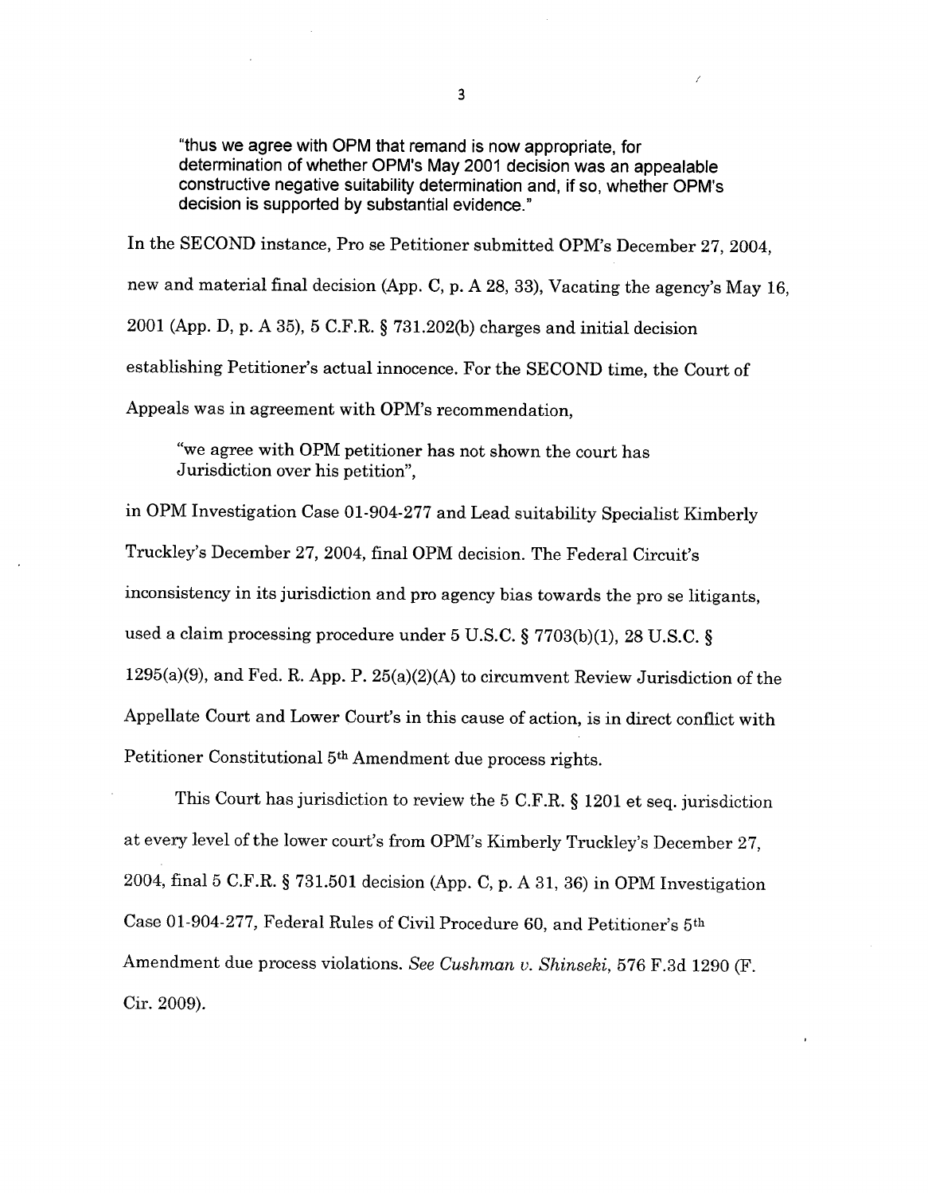> "thus we agree with OPM that remand is now appropriate, for determination of whether OPM's May 2001 decision was an appealable constructive negative suitability determination and, if so, whether OPM's decision is supported by substantial evidence."

In the SECOND instance, Pro se Petitioner submitted OPM's December 27, 2004, new and material final decision (App. C, p. A 28, 33), Vacating the agency's May 16, 2001 (App. D, p. A 35), 5 C.F.R. § 731.202(b) charges and initial decision establishing Petitioner's actual innocence. For the SECOND time, the Court of Appeals was in agreement with OPM's recommendation,

> "we agree with OPM petitioner has not shown the court has Jurisdiction over his petition",

in OPM Investigation Case 01-904-277 and Lead suitability Specialist Kimberly Truckley's December 27, 2004, final OPM decision. The Federal Circuit's inconsistency in its jurisdiction and pro agency bias towards the pro se litigants, used a claim processing procedure under 5 U.S.C. § 7703(b)(1), 28 U.S.C. § 1295(a)(9), and Fed. R. App. P. 25(a)(2)(A) to circumvent Review Jurisdiction of the Appellate Court and Lower Court's in this cause of action, is in direct conflict with Petitioner Constitutional 5th Amendment due process rights.

This Court has jurisdiction to review the 5 C.F.R. § 1201 et seq. jurisdiction at every level of the lower court's from OPM's Kimberly Truckley's December 27, 2004, final 5 C.F.R. § 731.501 decision (App. C, p. A 31, 36) in OPM Investigation Case 01-904-277, Federal Rules of Civil Procedure 60, and Petitioner's 5th Amendment due process violations. *See Cushman v. Shinseki*, 576 F.3d 1290 (F. Cir. 2009).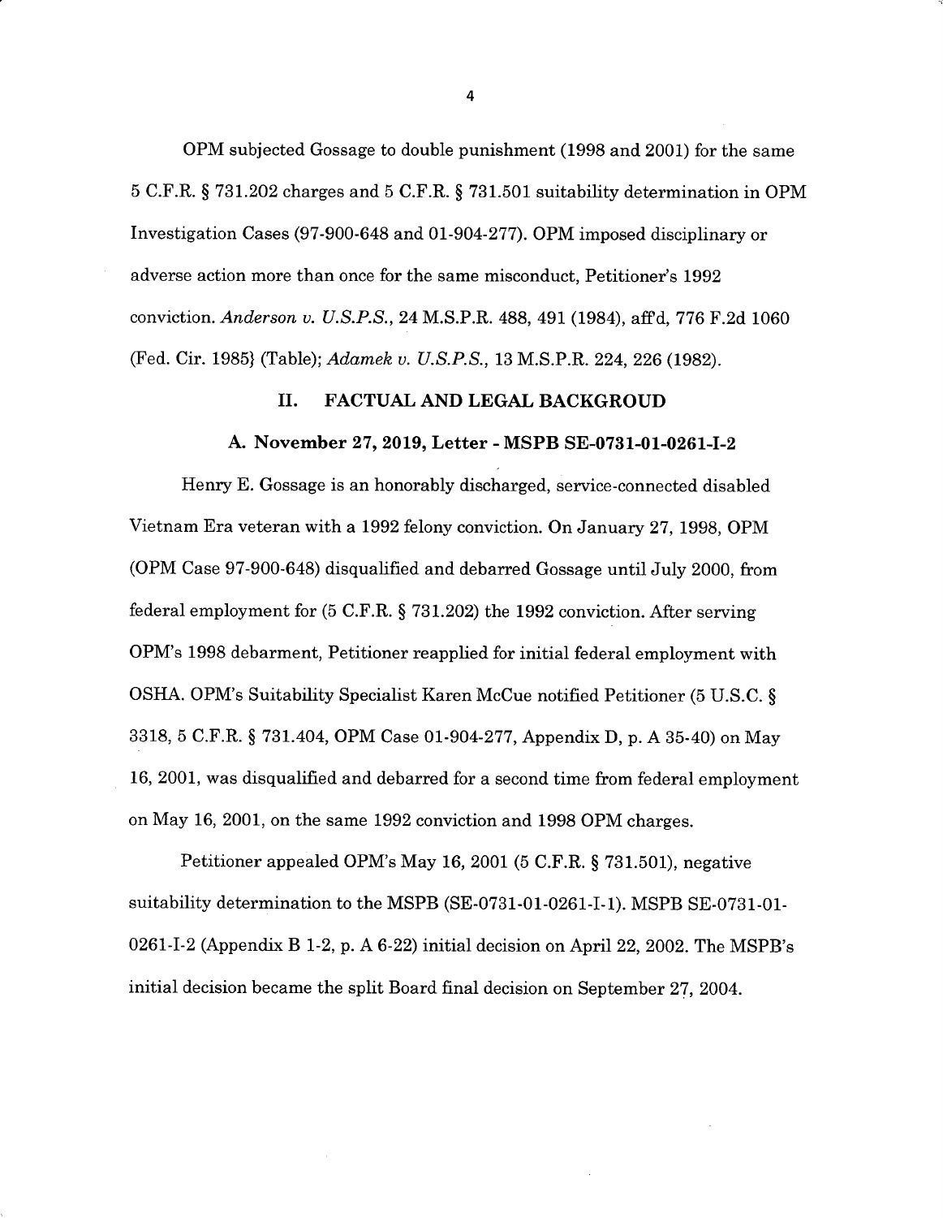OPM subjected Gossage to double punishment (1998 and 2001) for the same 5 C.F.R. § 731.202 charges and 5 C.F.R. § 731.501 suitability determination in OPM Investigation Cases (97-900-648 and 01-904-277). OPM imposed disciplinary or adverse action more than once for the same misconduct, Petitioner's 1992 conviction. *Anderson v. U.S.P.S.*, 24 M.S.P.R. 488, 491 (1984), aff'd, 776 F.2d 1060 (Fed. Cir. 1985} (Table); *Adamek v. U.S.P.S.*, 13 M.S.P.R. 224, 226 (1982).

## II. FACTUAL AND LEGAL BACKGROUD

### A. November 27, 2019, Letter - MSPB SE-0731-01-0261-I-2

Henry E. Gossage is an honorably discharged, service-connected disabled Vietnam Era veteran with a 1992 felony conviction. On January 27, 1998, OPM (OPM Case 97-900-648) disqualified and debarred Gossage until July 2000, from federal employment for (5 C.F.R. § 731.202) the 1992 conviction. After serving OPM's 1998 debarment, Petitioner reapplied for initial federal employment with OSHA. OPM's Suitability Specialist Karen McCue notified Petitioner (5 U.S.C. § 3318, 5 C.F.R. § 731.404, OPM Case 01-904-277, Appendix D, p. A 35-40) on May 16, 2001, was disqualified and debarred for a second time from federal employment on May 16, 2001, on the same 1992 conviction and 1998 OPM charges.

Petitioner appealed OPM's May 16, 2001 (5 C.F.R. § 731.501), negative suitability determination to the MSPB (SE-0731-01-0261-I-1). MSPB SE-0731-01-0261-I-2 (Appendix B 1-2, p. A 6-22) initial decision on April 22, 2002. The MSPB's initial decision became the split Board final decision on September 27, 2004.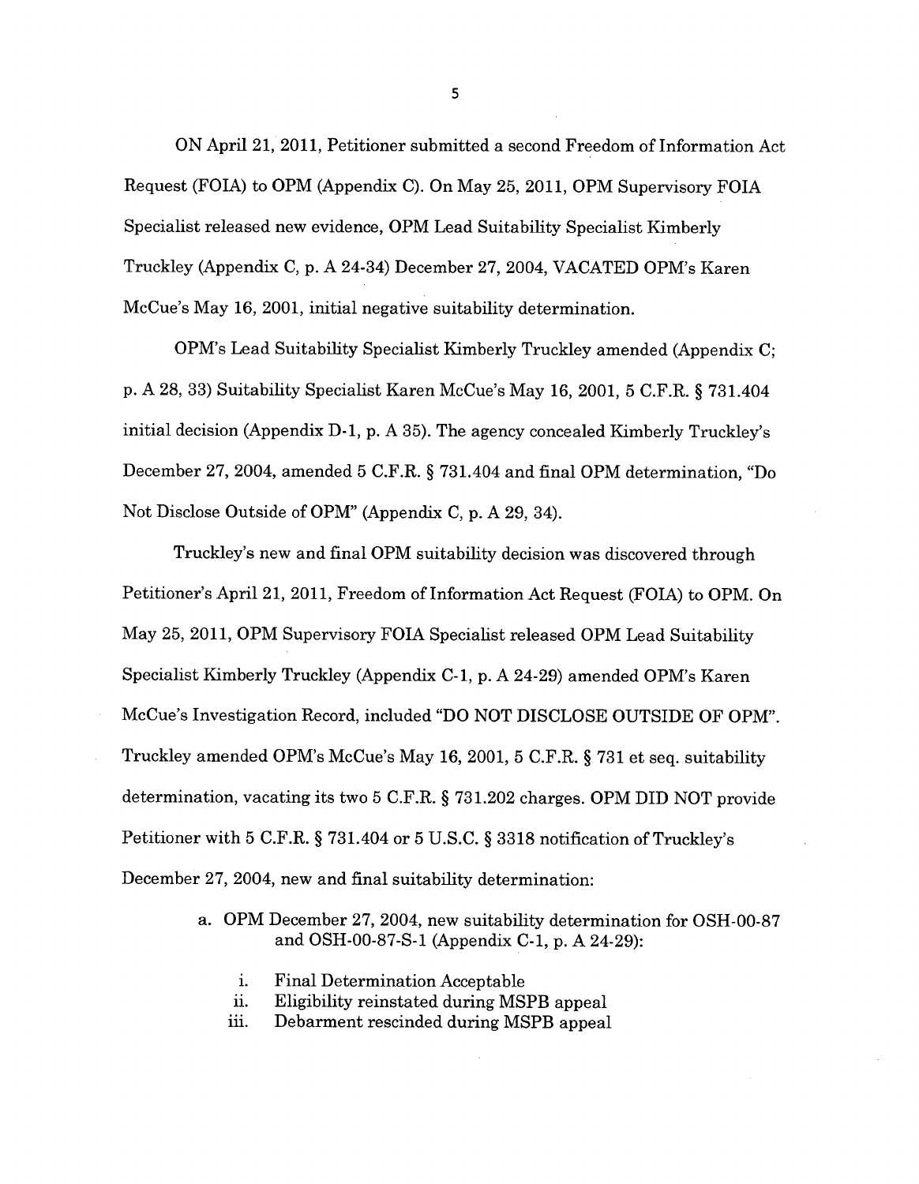ON April 21, 2011, Petitioner submitted a second Freedom of Information Act Request (FOIA) to OPM (Appendix C). On May 25, 2011, OPM Supervisory FOIA Specialist released new evidence, OPM Lead Suitability Specialist Kimberly Truckley (Appendix C, p. A 24-34) December 27, 2004, VACATED OPM's Karen McCue's May 16, 2001, initial negative suitability determination.

OPM's Lead Suitability Specialist Kimberly Truckley amended (Appendix C; p. A 28, 33) Suitability Specialist Karen McCue's May 16, 2001, 5 C.F.R. § 731.404 initial decision (Appendix D-1, p. A 35). The agency concealed Kimberly Truckley's December 27, 2004, amended 5 C.F.R. § 731.404 and final OPM determination, "Do Not Disclose Outside of OPM" (Appendix C, p. A 29, 34).

Truckley's new and final OPM suitability decision was discovered through Petitioner's April 21, 2011, Freedom of Information Act Request (FOIA) to OPM. On May 25, 2011, OPM Supervisory FOIA Specialist released OPM Lead Suitability Specialist Kimberly Truckley (Appendix C-1, p. A 24-29) amended OPM's Karen McCue's Investigation Record, included "DO NOT DISCLOSE OUTSIDE OF OPM". Truckley amended OPM's McCue's May 16, 2001, 5 C.F.R. § 731 et seq. suitability determination, vacating its two 5 C.F.R. § 731.202 charges. OPM DID NOT provide Petitioner with 5 C.F.R. § 731.404 or 5 U.S.C. § 3318 notification of Truckley's December 27, 2004, new and final suitability determination:

a. OPM December 27, 2004, new suitability determination for OSH-00-87 and OSH-00-87-S-1 (Appendix C-1, p. A 24-29):
   i. Final Determination Acceptable
   ii. Eligibility reinstated during MSPB appeal
   iii. Debarment rescinded during MSPB appeal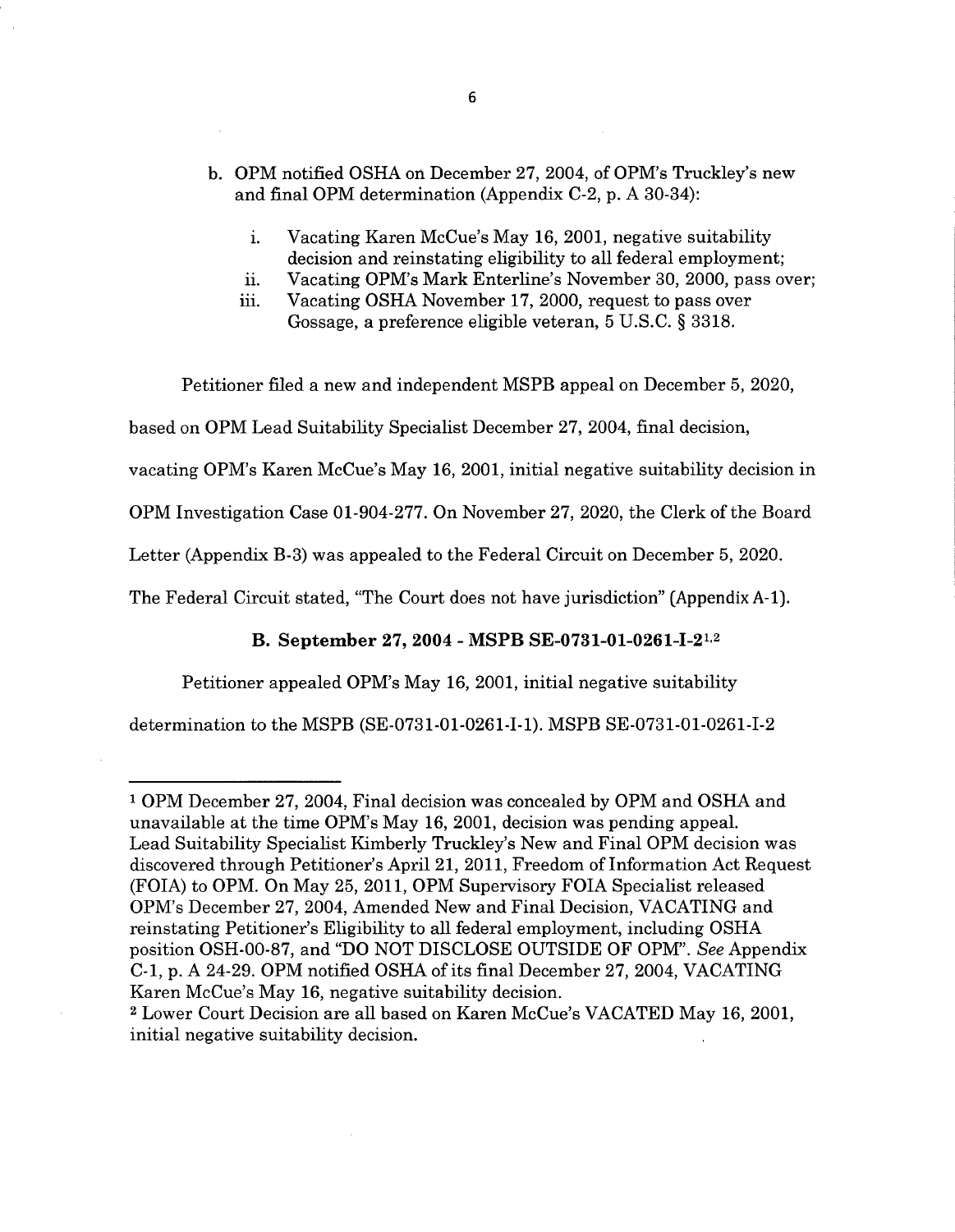b. OPM notified OSHA on December 27, 2004, of OPM's Truckley's new and final OPM determination (Appendix C-2, p. A 30-34):

   i. Vacating Karen McCue's May 16, 2001, negative suitability decision and reinstating eligibility to all federal employment;
   ii. Vacating OPM's Mark Enterline's November 30, 2000, pass over;
   iii. Vacating OSHA November 17, 2000, request to pass over Gossage, a preference eligible veteran, 5 U.S.C. § 3318.

Petitioner filed a new and independent MSPB appeal on December 5, 2020, based on OPM Lead Suitability Specialist December 27, 2004, final decision, vacating OPM's Karen McCue's May 16, 2001, initial negative suitability decision in OPM Investigation Case 01-904-277. On November 27, 2020, the Clerk of the Board Letter (Appendix B-3) was appealed to the Federal Circuit on December 5, 2020. The Federal Circuit stated, "The Court does not have jurisdiction" (Appendix A-1).

**B. September 27, 2004 - MSPB SE-0731-01-0261-I-2[1,2]**

Petitioner appealed OPM's May 16, 2001, initial negative suitability determination to the MSPB (SE-0731-01-0261-I-1). MSPB SE-0731-01-0261-I-2

---

[1] OPM December 27, 2004, Final decision was concealed by OPM and OSHA and unavailable at the time OPM's May 16, 2001, decision was pending appeal. Lead Suitability Specialist Kimberly Truckley's New and Final OPM decision was discovered through Petitioner's April 21, 2011, Freedom of Information Act Request (FOIA) to OPM. On May 25, 2011, OPM Supervisory FOIA Specialist released OPM's December 27, 2004, Amended New and Final Decision, VACATING and reinstating Petitioner's Eligibility to all federal employment, including OSHA position OSH-00-87, and "DO NOT DISCLOSE OUTSIDE OF OPM". *See* Appendix C-1, p. A 24-29. OPM notified OSHA of its final December 27, 2004, VACATING Karen McCue's May 16, negative suitability decision.

[2] Lower Court Decision are all based on Karen McCue's VACATED May 16, 2001, initial negative suitability decision.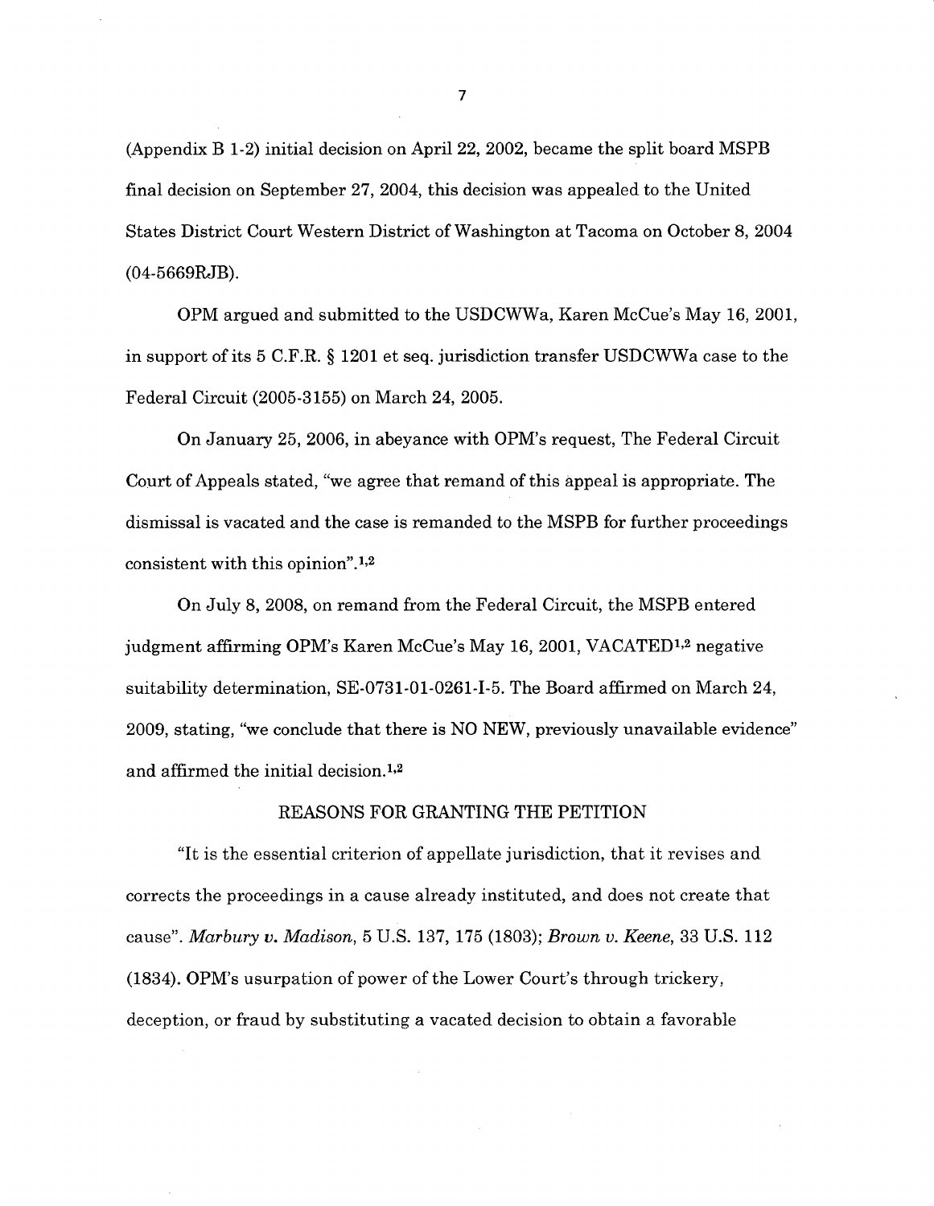(Appendix B 1-2) initial decision on April 22, 2002, became the split board MSPB final decision on September 27, 2004, this decision was appealed to the United States District Court Western District of Washington at Tacoma on October 8, 2004 (04-5669RJB).

OPM argued and submitted to the USDCWWa, Karen McCue's May 16, 2001, in support of its 5 C.F.R. § 1201 et seq. jurisdiction transfer USDCWWa case to the Federal Circuit (2005-3155) on March 24, 2005.

On January 25, 2006, in abeyance with OPM's request, The Federal Circuit Court of Appeals stated, "we agree that remand of this appeal is appropriate. The dismissal is vacated and the case is remanded to the MSPB for further proceedings consistent with this opinion".[1,2]

On July 8, 2008, on remand from the Federal Circuit, the MSPB entered judgment affirming OPM's Karen McCue's May 16, 2001, VACATED[1,2] negative suitability determination, SE-0731-01-0261-I-5. The Board affirmed on March 24, 2009, stating, "we conclude that there is NO NEW, previously unavailable evidence" and affirmed the initial decision.[1,2]

## REASONS FOR GRANTING THE PETITION

"It is the essential criterion of appellate jurisdiction, that it revises and corrects the proceedings in a cause already instituted, and does not create that cause". *Marbury v. Madison*, 5 U.S. 137, 175 (1803); *Brown v. Keene*, 33 U.S. 112 (1834). OPM's usurpation of power of the Lower Court's through trickery, deception, or fraud by substituting a vacated decision to obtain a favorable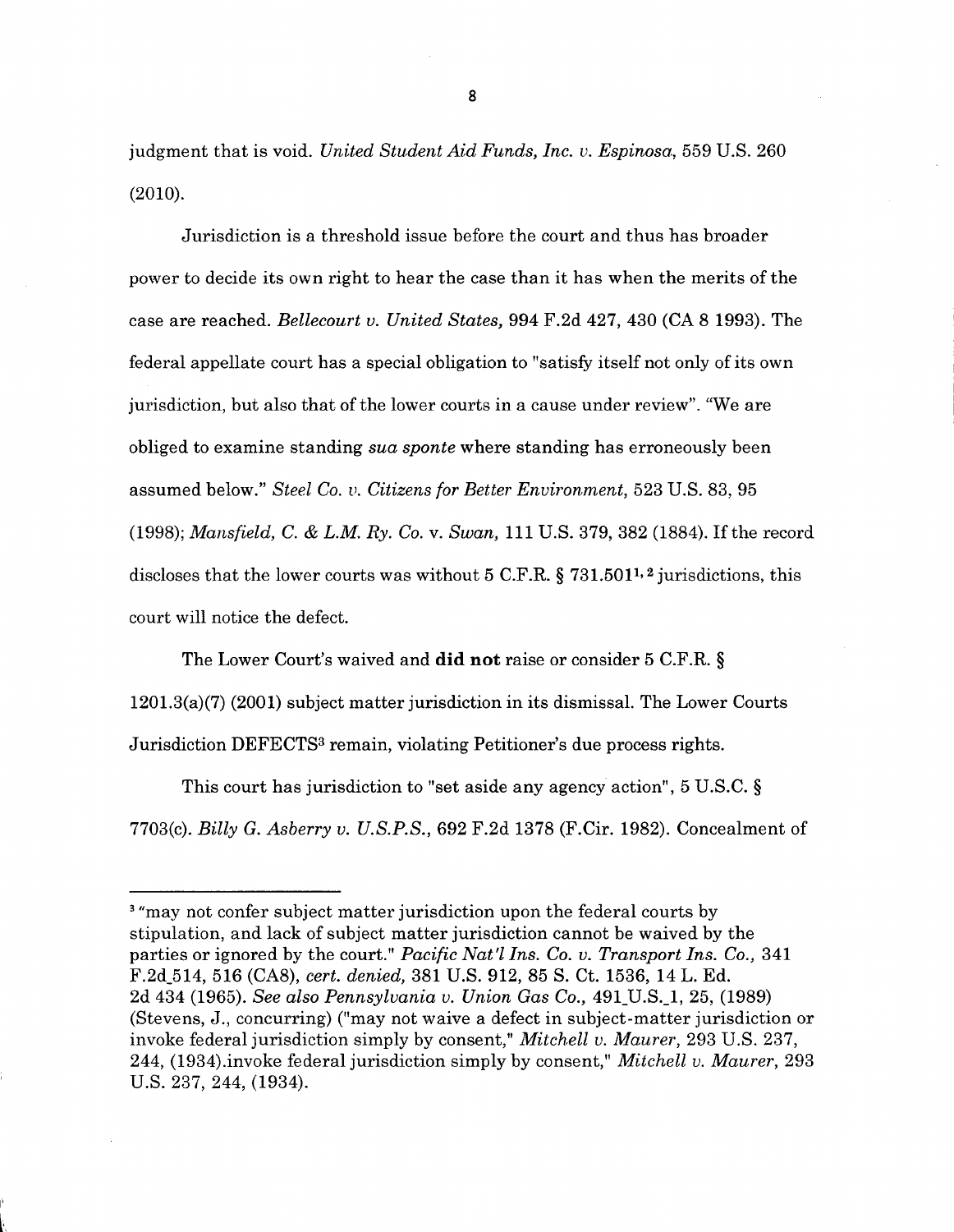judgment that is void. *United Student Aid Funds, Inc. v. Espinosa*, 559 U.S. 260 (2010).

Jurisdiction is a threshold issue before the court and thus has broader power to decide its own right to hear the case than it has when the merits of the case are reached. *Bellecourt v. United States,* 994 F.2d 427, 430 (CA 8 1993). The federal appellate court has a special obligation to "satisfy itself not only of its own jurisdiction, but also that of the lower courts in a cause under review". "We are obliged to examine standing *sua sponte* where standing has erroneously been assumed below." *Steel Co. v. Citizens for Better Environment,* 523 U.S. 83, 95 (1998); *Mansfield, C. & L.M. Ry. Co.* v. *Swan,* 111 U.S. 379, 382 (1884). If the record discloses that the lower courts was without 5 C.F.R. § 731.501[1, 2] jurisdictions, this court will notice the defect.

The Lower Court's waived and **did not** raise or consider 5 C.F.R. § 1201.3(a)(7) (2001) subject matter jurisdiction in its dismissal. The Lower Courts Jurisdiction DEFECTS[3] remain, violating Petitioner's due process rights.

This court has jurisdiction to "set aside any agency action", 5 U.S.C. § 7703(c). *Billy G. Asberry v. U.S.P.S.*, 692 F.2d 1378 (F.Cir. 1982). Concealment of

---

[3] "may not confer subject matter jurisdiction upon the federal courts by stipulation, and lack of subject matter jurisdiction cannot be waived by the parties or ignored by the court." *Pacific Nat'l Ins. Co. v. Transport Ins. Co.,* 341 F.2d_514, 516 (CA8), *cert. denied,* 381 U.S. 912, 85 S. Ct. 1536, 14 L. Ed. 2d 434 (1965). *See also Pennsylvania v. Union Gas Co.,* 491_U.S._1, 25, (1989) (Stevens, J., concurring) ("may not waive a defect in subject-matter jurisdiction or invoke federal jurisdiction simply by consent," *Mitchell v. Maurer,* 293 U.S. 237, 244, (1934).invoke federal jurisdiction simply by consent," *Mitchell v. Maurer,* 293 U.S. 237, 244, (1934).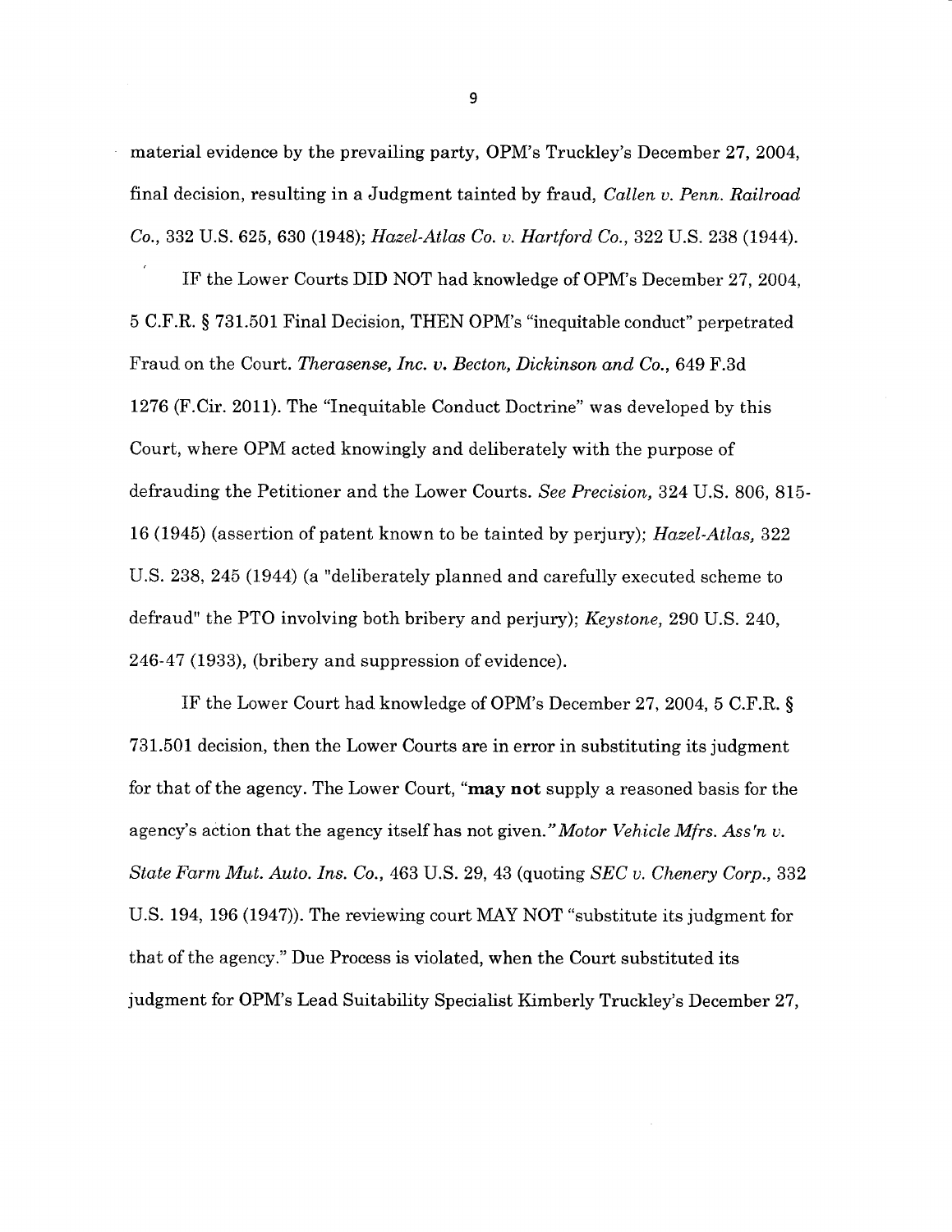material evidence by the prevailing party, OPM's Truckley's December 27, 2004, final decision, resulting in a Judgment tainted by fraud, *Callen v. Penn. Railroad Co.*, 332 U.S. 625, 630 (1948); *Hazel-Atlas Co. v. Hartford Co.*, 322 U.S. 238 (1944).

IF the Lower Courts DID NOT had knowledge of OPM's December 27, 2004, 5 C.F.R. § 731.501 Final Decision, THEN OPM's "inequitable conduct" perpetrated Fraud on the Court. *Therasense, Inc. v. Becton, Dickinson and Co.*, 649 F.3d 1276 (F.Cir. 2011). The "Inequitable Conduct Doctrine" was developed by this Court, where OPM acted knowingly and deliberately with the purpose of defrauding the Petitioner and the Lower Courts. *See Precision,* 324 U.S. 806, 815-16 (1945) (assertion of patent known to be tainted by perjury); *Hazel-Atlas,* 322 U.S. 238, 245 (1944) (a "deliberately planned and carefully executed scheme to defraud" the PTO involving both bribery and perjury); *Keystone,* 290 U.S. 240, 246-47 (1933), (bribery and suppression of evidence).

IF the Lower Court had knowledge of OPM's December 27, 2004, 5 C.F.R. § 731.501 decision, then the Lower Courts are in error in substituting its judgment for that of the agency. The Lower Court, "**may not** supply a reasoned basis for the agency's action that the agency itself has not given." *Motor Vehicle Mfrs. Ass'n v. State Farm Mut. Auto. Ins. Co.*, 463 U.S. 29, 43 (quoting *SEC v. Chenery Corp.*, 332 U.S. 194, 196 (1947)). The reviewing court MAY NOT "substitute its judgment for that of the agency." Due Process is violated, when the Court substituted its judgment for OPM's Lead Suitability Specialist Kimberly Truckley's December 27,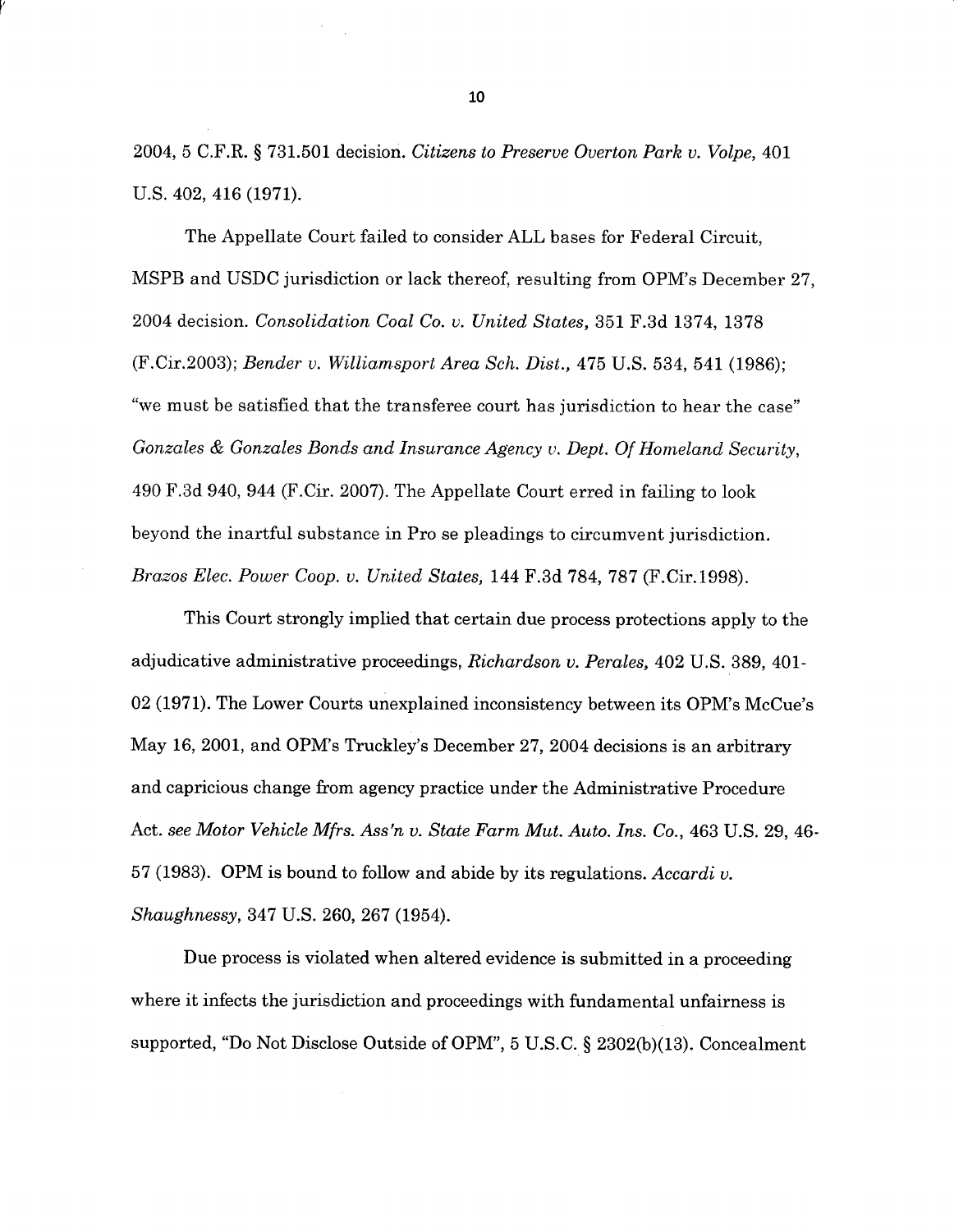2004, 5 C.F.R. § 731.501 decision. *Citizens to Preserve Overton Park v. Volpe*, 401 U.S. 402, 416 (1971).

The Appellate Court failed to consider ALL bases for Federal Circuit, MSPB and USDC jurisdiction or lack thereof, resulting from OPM's December 27, 2004 decision. *Consolidation Coal Co. v. United States*, 351 F.3d 1374, 1378 (F.Cir.2003); *Bender v. Williamsport Area Sch. Dist.*, 475 U.S. 534, 541 (1986); "we must be satisfied that the transferee court has jurisdiction to hear the case" *Gonzales & Gonzales Bonds and Insurance Agency v. Dept. Of Homeland Security*, 490 F.3d 940, 944 (F.Cir. 2007). The Appellate Court erred in failing to look beyond the inartful substance in Pro se pleadings to circumvent jurisdiction. *Brazos Elec. Power Coop. v. United States*, 144 F.3d 784, 787 (F.Cir.1998).

This Court strongly implied that certain due process protections apply to the adjudicative administrative proceedings, *Richardson v. Perales*, 402 U.S. 389, 401-02 (1971). The Lower Courts unexplained inconsistency between its OPM's McCue's May 16, 2001, and OPM's Truckley's December 27, 2004 decisions is an arbitrary and capricious change from agency practice under the Administrative Procedure Act. *see Motor Vehicle Mfrs. Ass'n v. State Farm Mut. Auto. Ins. Co.*, 463 U.S. 29, 46-57 (1983). OPM is bound to follow and abide by its regulations. *Accardi v. Shaughnessy*, 347 U.S. 260, 267 (1954).

Due process is violated when altered evidence is submitted in a proceeding where it infects the jurisdiction and proceedings with fundamental unfairness is supported, "Do Not Disclose Outside of OPM", 5 U.S.C. § 2302(b)(13). Concealment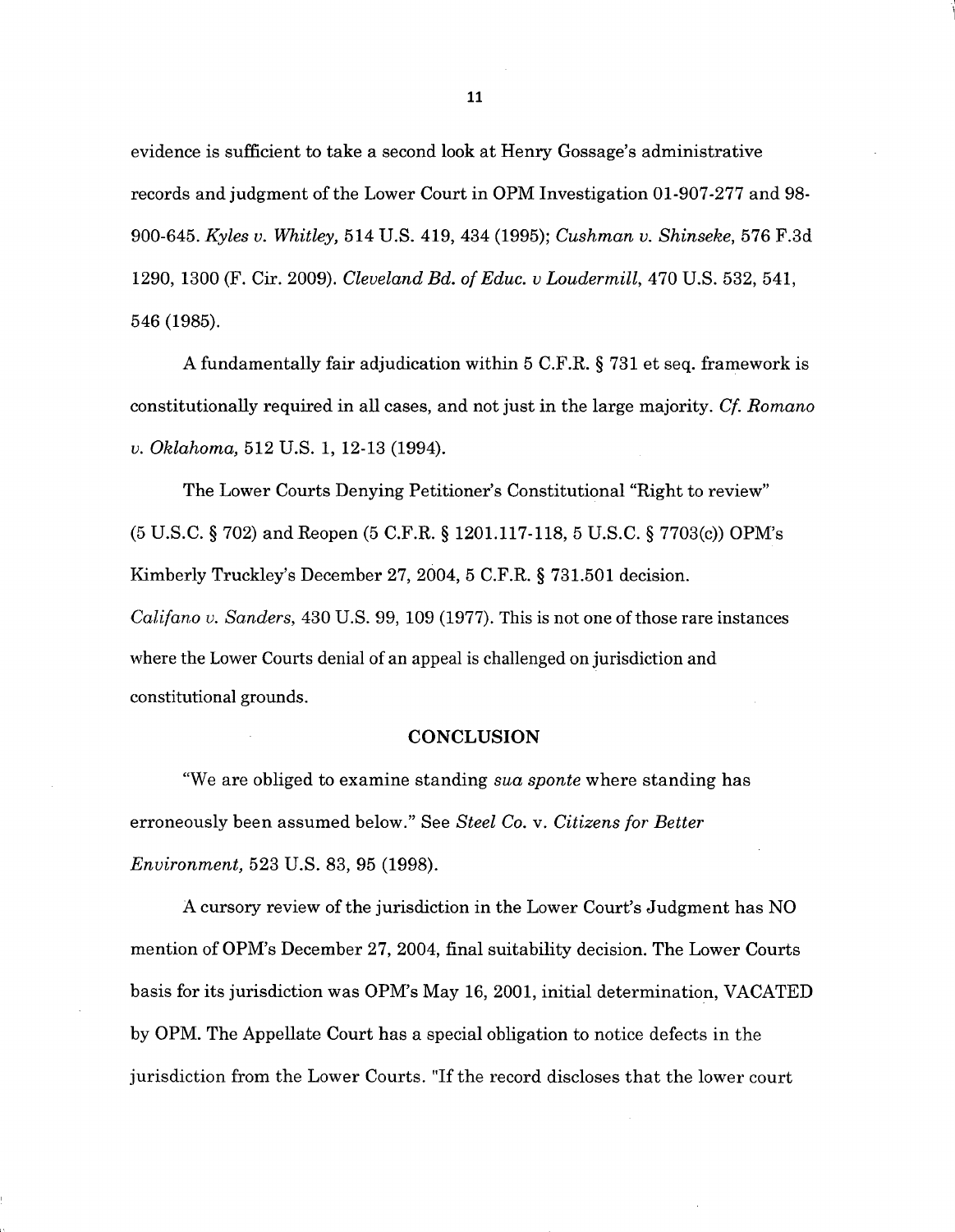evidence is sufficient to take a second look at Henry Gossage's administrative records and judgment of the Lower Court in OPM Investigation 01-907-277 and 98-900-645. *Kyles v. Whitley,* 514 U.S. 419, 434 (1995); *Cushman v. Shinseke,* 576 F.3d 1290, 1300 (F. Cir. 2009). *Cleveland Bd. of Educ. v Loudermill,* 470 U.S. 532, 541, 546 (1985).

A fundamentally fair adjudication within 5 C.F.R. § 731 et seq. framework is constitutionally required in all cases, and not just in the large majority. *Cf. Romano v. Oklahoma,* 512 U.S. 1, 12-13 (1994).

The Lower Courts Denying Petitioner's Constitutional "Right to review" (5 U.S.C. § 702) and Reopen (5 C.F.R. § 1201.117-118, 5 U.S.C. § 7703(c)) OPM's Kimberly Truckley's December 27, 2004, 5 C.F.R. § 731.501 decision. *Califano v. Sanders,* 430 U.S. 99, 109 (1977). This is not one of those rare instances where the Lower Courts denial of an appeal is challenged on jurisdiction and constitutional grounds.

## CONCLUSION

"We are obliged to examine standing *sua sponte* where standing has erroneously been assumed below." See *Steel Co.* v. *Citizens for Better Environment,* 523 U.S. 83, 95 (1998).

A cursory review of the jurisdiction in the Lower Court's Judgment has NO mention of OPM's December 27, 2004, final suitability decision. The Lower Courts basis for its jurisdiction was OPM's May 16, 2001, initial determination, VACATED by OPM. The Appellate Court has a special obligation to notice defects in the jurisdiction from the Lower Courts. "If the record discloses that the lower court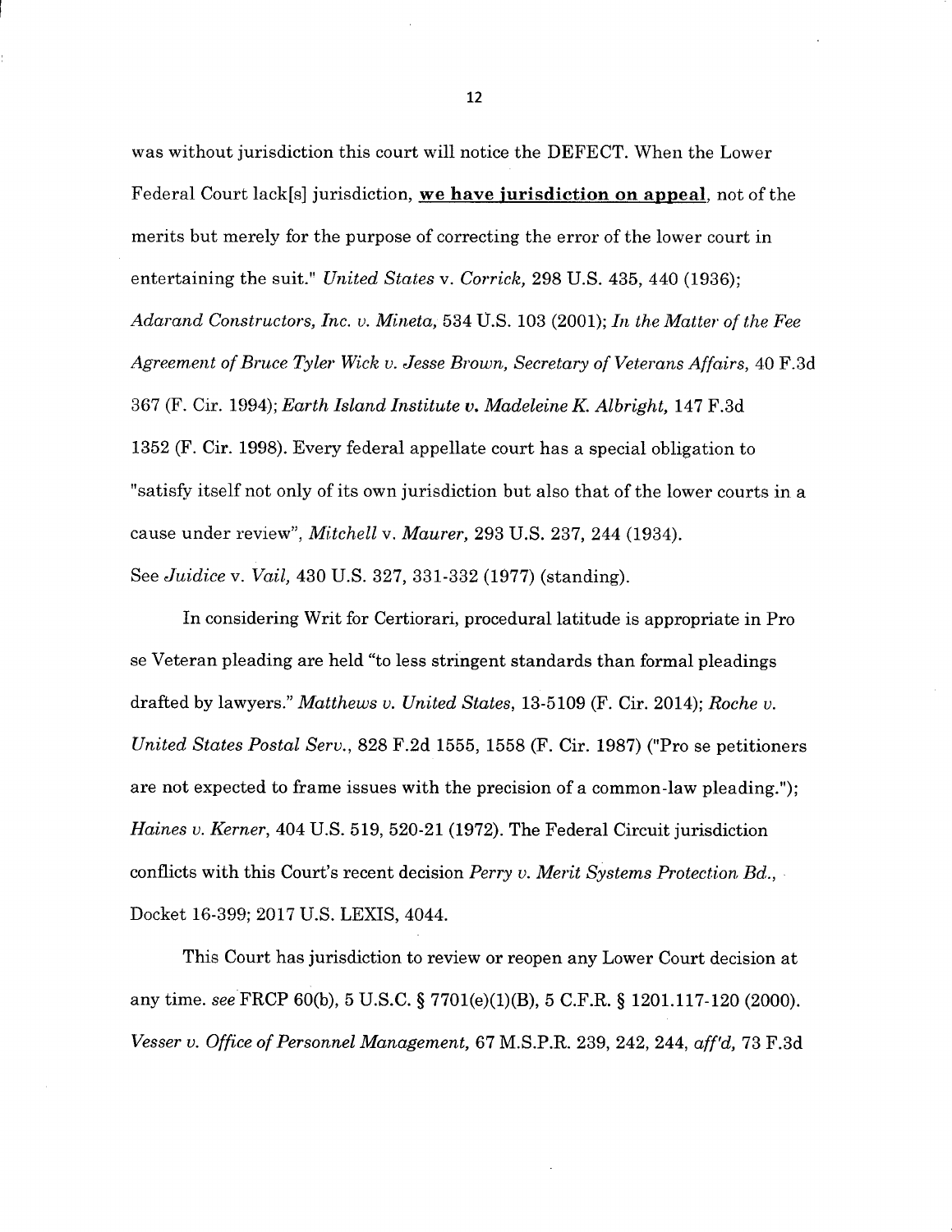was without jurisdiction this court will notice the DEFECT. When the Lower Federal Court lack[s] jurisdiction, **<u>we have jurisdiction on appeal</u>**, not of the merits but merely for the purpose of correcting the error of the lower court in entertaining the suit." *United States* v. *Corrick,* 298 U.S. 435, 440 (1936); *Adarand Constructors, Inc. v. Mineta,* 534 U.S. 103 (2001); *In the Matter of the Fee Agreement of Bruce Tyler Wick v. Jesse Brown, Secretary of Veterans Affairs,* 40 F.3d 367 (F. Cir. 1994); *Earth Island Institute v. Madeleine K. Albright,* 147 F.3d 1352 (F. Cir. 1998). Every federal appellate court has a special obligation to "satisfy itself not only of its own jurisdiction but also that of the lower courts in a cause under review", *Mitchell* v. *Maurer,* 293 U.S. 237, 244 (1934). See *Juidice* v. *Vail,* 430 U.S. 327, 331-332 (1977) (standing).

In considering Writ for Certiorari, procedural latitude is appropriate in Pro se Veteran pleading are held "to less stringent standards than formal pleadings drafted by lawyers." *Matthews v. United States,* 13-5109 (F. Cir. 2014); *Roche v. United States Postal Serv.,* 828 F.2d 1555, 1558 (F. Cir. 1987) ("Pro se petitioners are not expected to frame issues with the precision of a common-law pleading."); *Haines v. Kerner,* 404 U.S. 519, 520-21 (1972). The Federal Circuit jurisdiction conflicts with this Court's recent decision *Perry v. Merit Systems Protection Bd.,* Docket 16-399; 2017 U.S. LEXIS, 4044.

This Court has jurisdiction to review or reopen any Lower Court decision at any time. *see* FRCP 60(b), 5 U.S.C. § 7701(e)(1)(B), 5 C.F.R. § 1201.117-120 (2000). *Vesser v. Office of Personnel Management,* 67 M.S.P.R. 239, 242, 244, *aff'd,* 73 F.3d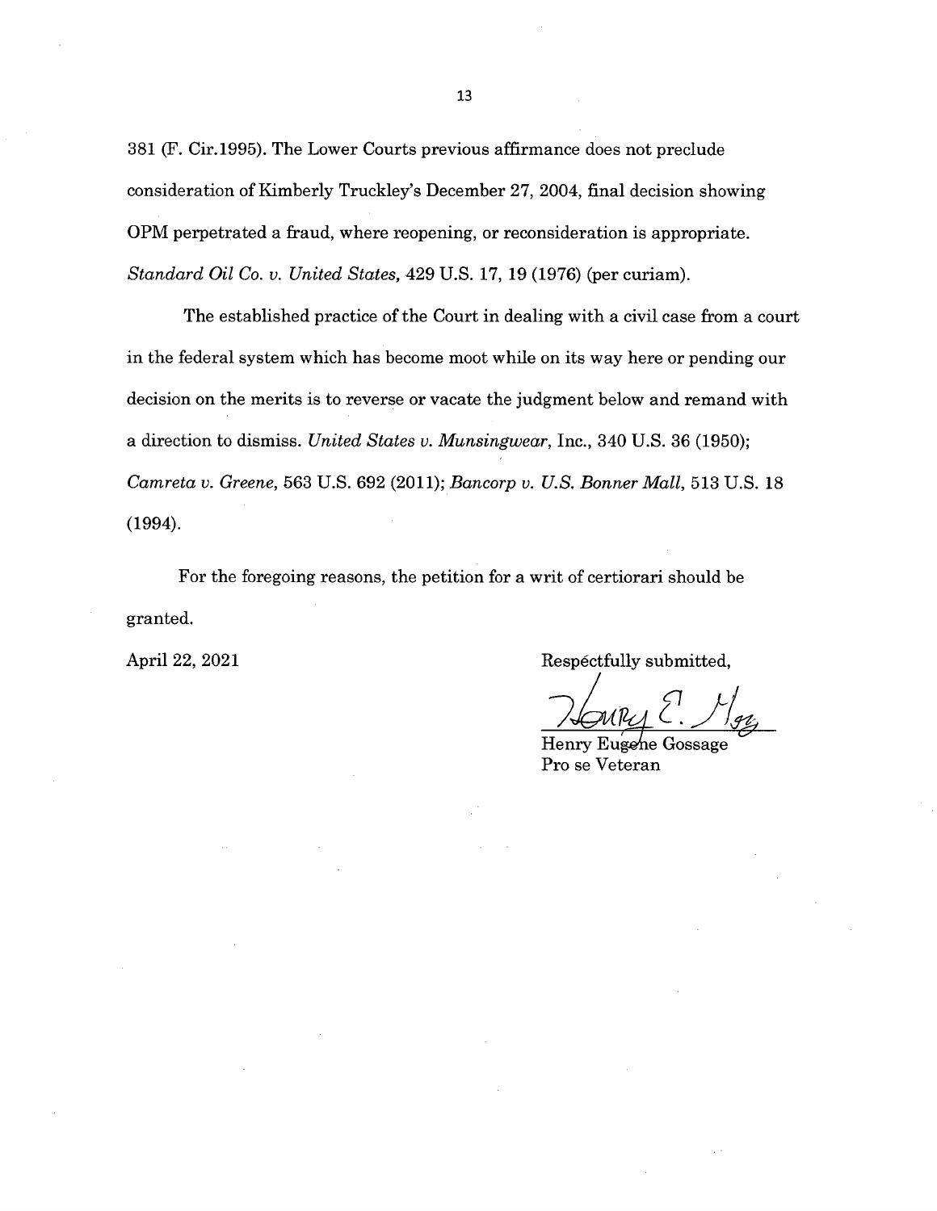381 (F. Cir.1995). The Lower Courts previous affirmance does not preclude consideration of Kimberly Truckley's December 27, 2004, final decision showing OPM perpetrated a fraud, where reopening, or reconsideration is appropriate. *Standard Oil Co. v. United States,* 429 U.S. 17, 19 (1976) (per curiam).

The established practice of the Court in dealing with a civil case from a court in the federal system which has become moot while on its way here or pending our decision on the merits is to reverse or vacate the judgment below and remand with a direction to dismiss. *United States v. Munsingwear*, Inc., 340 U.S. 36 (1950); *Camreta v. Greene*, 563 U.S. 692 (2011); *Bancorp v. U.S. Bonner Mall*, 513 U.S. 18 (1994).

For the foregoing reasons, the petition for a writ of certiorari should be granted.

April 22, 2021

Respectfully submitted,

Henry Eugene Gossage
Pro se Veteran